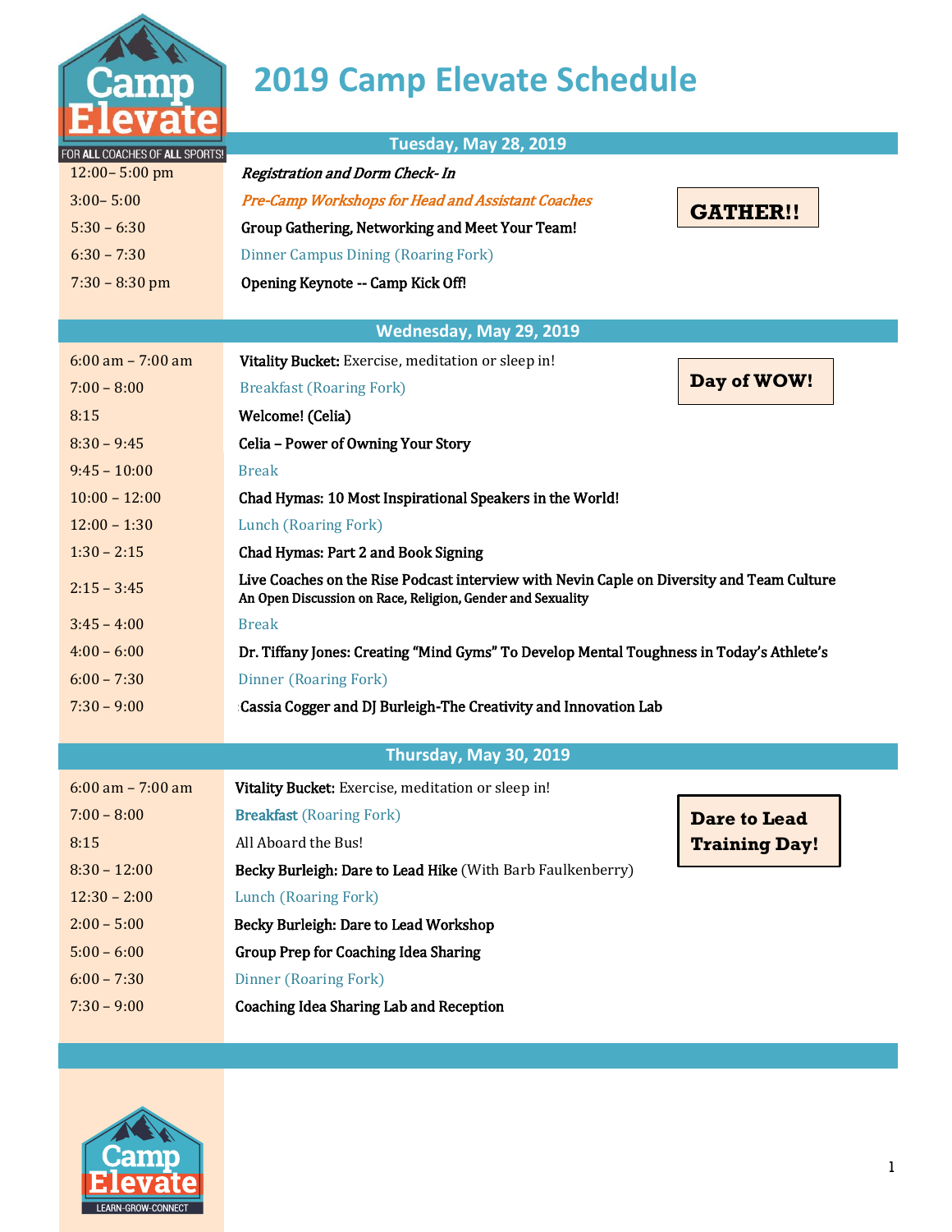# 2019 Camp Elevate Schedule

## Tuesday, May 28, 2019

**GATHER!!**

| | |
|---|---|
| 12:00– 5:00 pm | *Registration and Dorm Check- In* |
| 3:00– 5:00 | *Pre-Camp Workshops for Head and Assistant Coaches* |
| 5:30 – 6:30 | **Group Gathering, Networking and Meet Your Team!** |
| 6:30 – 7:30 | Dinner Campus Dining (Roaring Fork) |
| 7:30 – 8:30 pm | **Opening Keynote -- Camp Kick Off!** |

## Wednesday, May 29, 2019

**Day of WOW!**

| | |
|---|---|
| 6:00 am – 7:00 am | **Vitality Bucket:** Exercise, meditation or sleep in! |
| 7:00 – 8:00 | Breakfast (Roaring Fork) |
| 8:15 | **Welcome! (Celia)** |
| 8:30 – 9:45 | **Celia – Power of Owning Your Story** |
| 9:45 – 10:00 | Break |
| 10:00 – 12:00 | **Chad Hymas: 10 Most Inspirational Speakers in the World!** |
| 12:00 – 1:30 | Lunch (Roaring Fork) |
| 1:30 – 2:15 | **Chad Hymas: Part 2 and Book Signing** |
| 2:15 – 3:45 | **Live Coaches on the Rise Podcast interview with Nevin Caple on Diversity and Team Culture** An Open Discussion on Race, Religion, Gender and Sexuality |
| 3:45 – 4:00 | Break |
| 4:00 – 6:00 | **Dr. Tiffany Jones: Creating "Mind Gyms" To Develop Mental Toughness in Today's Athlete's** |
| 6:00 – 7:30 | Dinner (Roaring Fork) |
| 7:30 – 9:00 | **Cassia Cogger and DJ Burleigh-The Creativity and Innovation Lab** |

## Thursday, May 30, 2019

**Dare to Lead Training Day!**

| | |
|---|---|
| 6:00 am – 7:00 am | **Vitality Bucket:** Exercise, meditation or sleep in! |
| 7:00 – 8:00 | Breakfast (Roaring Fork) |
| 8:15 | All Aboard the Bus! |
| 8:30 – 12:00 | **Becky Burleigh: Dare to Lead Hike** (With Barb Faulkenberry) |
| 12:30 – 2:00 | Lunch (Roaring Fork) |
| 2:00 – 5:00 | **Becky Burleigh: Dare to Lead Workshop** |
| 5:00 – 6:00 | **Group Prep for Coaching Idea Sharing** |
| 6:00 – 7:30 | Dinner (Roaring Fork) |
| 7:30 – 9:00 | **Coaching Idea Sharing Lab and Reception** |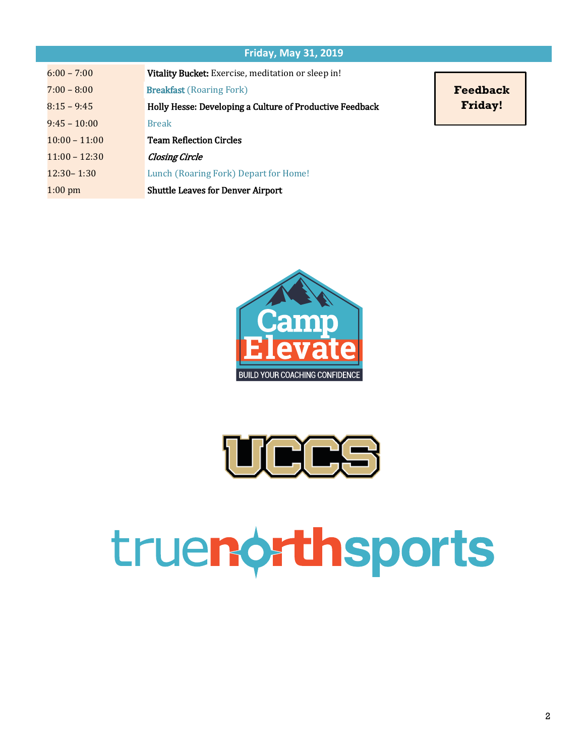## Friday, May 31, 2019

| | |
|---|---|
| 6:00 – 7:00 | **Vitality Bucket:** Exercise, meditation or sleep in! |
| 7:00 – 8:00 | **Breakfast** (Roaring Fork) |
| 8:15 – 9:45 | **Holly Hesse: Developing a Culture of Productive Feedback** |
| 9:45 – 10:00 | Break |
| 10:00 – 11:00 | **Team Reflection Circles** |
| 11:00 – 12:30 | ***Closing Circle*** |
| 12:30– 1:30 | Lunch (Roaring Fork) Depart for Home! |
| 1:00 pm | **Shuttle Leaves for Denver Airport** |

**Feedback Friday!**

Camp Elevate

BUILD YOUR COACHING CONFIDENCE

UCCS

truenorthsports